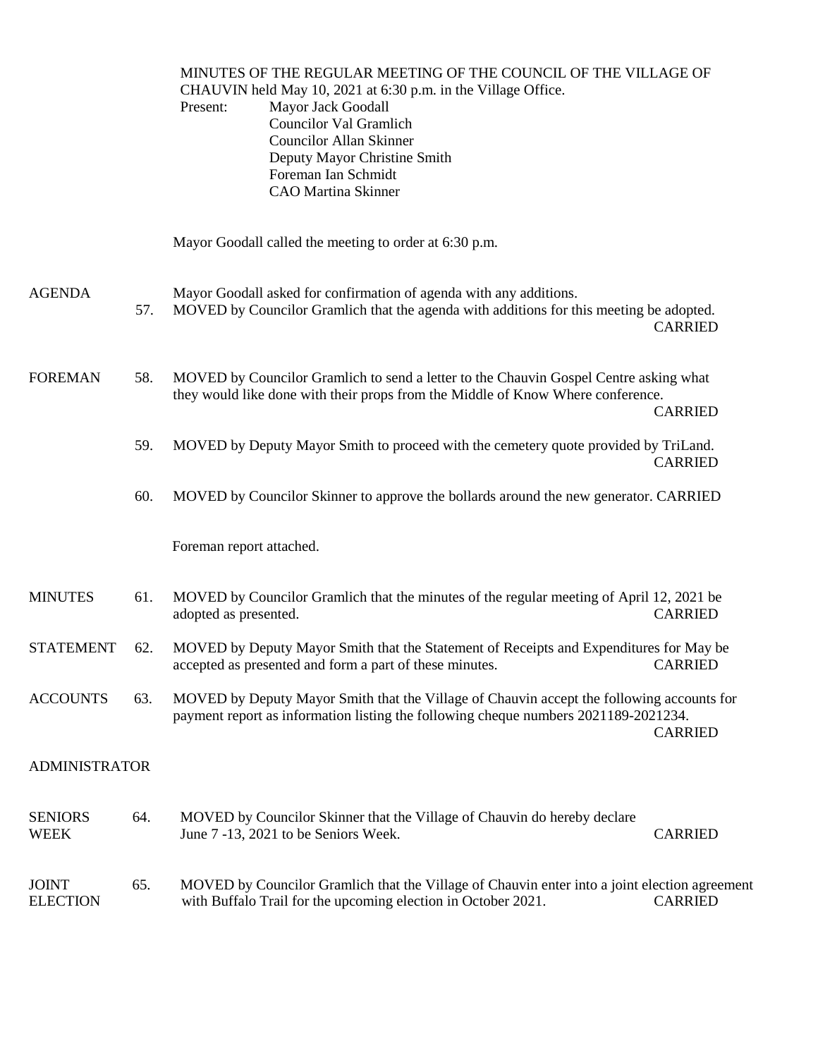MINUTES OF THE REGULAR MEETING OF THE COUNCIL OF THE VILLAGE OF CHAUVIN held May 10, 2021 at 6:30 p.m. in the Village Office.

Present:
- Mayor Jack Goodall
- Councilor Val Gramlich
- Councilor Allan Skinner
- Deputy Mayor Christine Smith
- Foreman Ian Schmidt
- CAO Martina Skinner

Mayor Goodall called the meeting to order at 6:30 p.m.

**AGENDA**

Mayor Goodall asked for confirmation of agenda with any additions.

57. MOVED by Councilor Gramlich that the agenda with additions for this meeting be adopted. CARRIED

**FOREMAN**

58. MOVED by Councilor Gramlich to send a letter to the Chauvin Gospel Centre asking what they would like done with their props from the Middle of Know Where conference. CARRIED

59. MOVED by Deputy Mayor Smith to proceed with the cemetery quote provided by TriLand. CARRIED

60. MOVED by Councilor Skinner to approve the bollards around the new generator. CARRIED

Foreman report attached.

**MINUTES**

61. MOVED by Councilor Gramlich that the minutes of the regular meeting of April 12, 2021 be adopted as presented. CARRIED

**STATEMENT**

62. MOVED by Deputy Mayor Smith that the Statement of Receipts and Expenditures for May be accepted as presented and form a part of these minutes. CARRIED

**ACCOUNTS**

63. MOVED by Deputy Mayor Smith that the Village of Chauvin accept the following accounts for payment report as information listing the following cheque numbers 2021189-2021234. CARRIED

**ADMINISTRATOR**

**SENIORS WEEK**

64. MOVED by Councilor Skinner that the Village of Chauvin do hereby declare June 7 -13, 2021 to be Seniors Week. CARRIED

**JOINT ELECTION**

65. MOVED by Councilor Gramlich that the Village of Chauvin enter into a joint election agreement with Buffalo Trail for the upcoming election in October 2021. CARRIED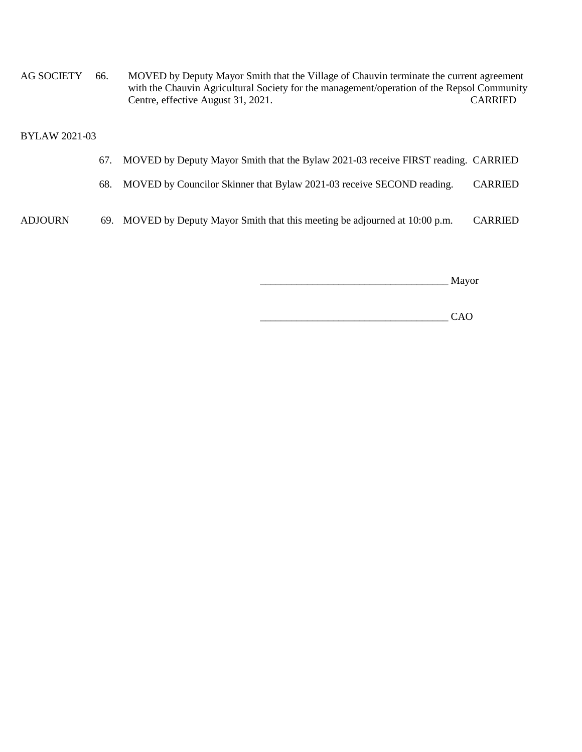AG SOCIETY 66. MOVED by Deputy Mayor Smith that the Village of Chauvin terminate the current agreement with the Chauvin Agricultural Society for the management/operation of the Repsol Community Centre, effective August 31, 2021. CARRIED

BYLAW 2021-03

67. MOVED by Deputy Mayor Smith that the Bylaw 2021-03 receive FIRST reading. CARRIED

68. MOVED by Councilor Skinner that Bylaw 2021-03 receive SECOND reading. CARRIED

ADJOURN 69. MOVED by Deputy Mayor Smith that this meeting be adjourned at 10:00 p.m. CARRIED

____________________________________ Mayor

____________________________________ CAO